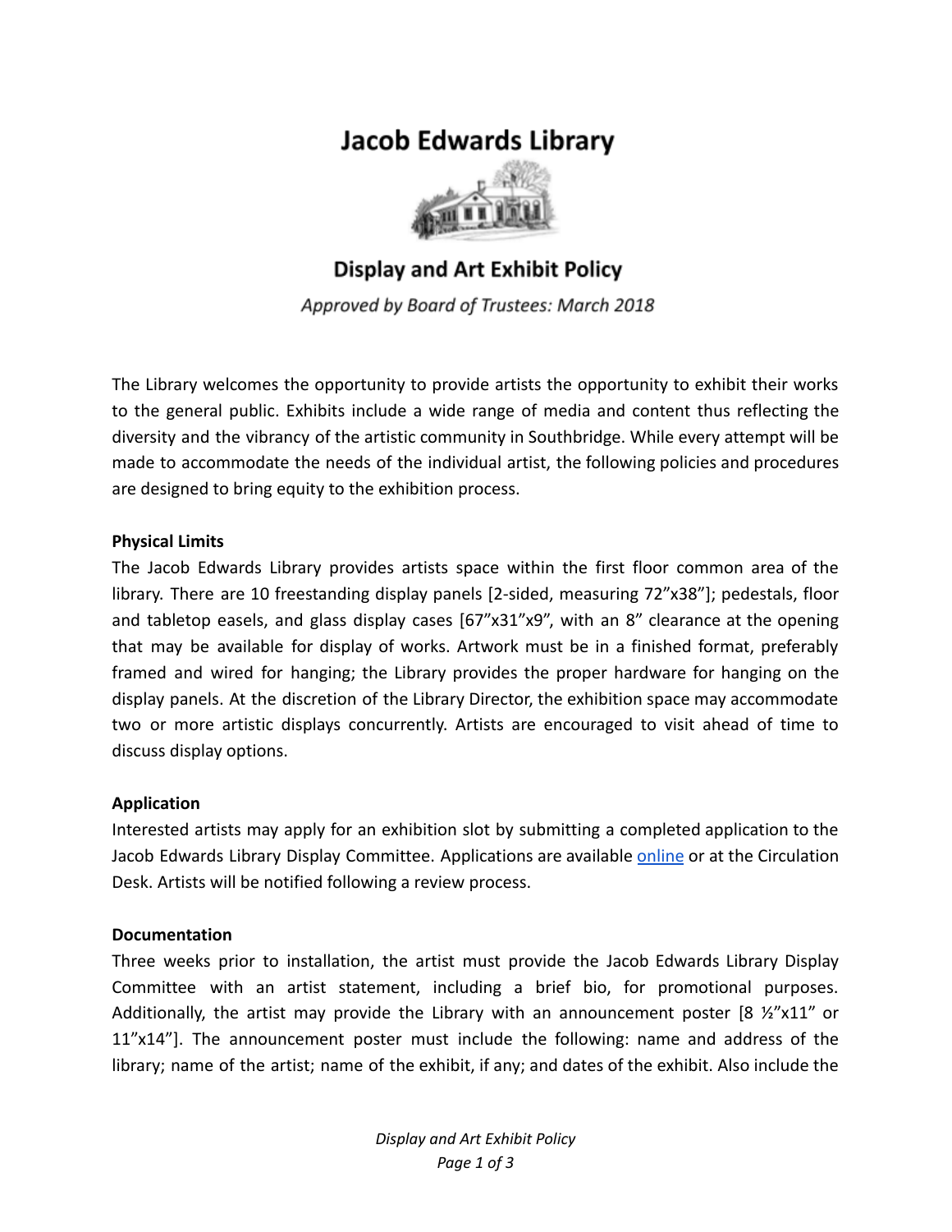# Jacob Edwards Library

## Display and Art Exhibit Policy

*Approved by Board of Trustees: March 2018*

The Library welcomes the opportunity to provide artists the opportunity to exhibit their works to the general public. Exhibits include a wide range of media and content thus reflecting the diversity and the vibrancy of the artistic community in Southbridge. While every attempt will be made to accommodate the needs of the individual artist, the following policies and procedures are designed to bring equity to the exhibition process.

**Physical Limits**

The Jacob Edwards Library provides artists space within the first floor common area of the library. There are 10 freestanding display panels [2-sided, measuring 72"x38"]; pedestals, floor and tabletop easels, and glass display cases [67"x31"x9", with an 8" clearance at the opening that may be available for display of works. Artwork must be in a finished format, preferably framed and wired for hanging; the Library provides the proper hardware for hanging on the display panels. At the discretion of the Library Director, the exhibition space may accommodate two or more artistic displays concurrently. Artists are encouraged to visit ahead of time to discuss display options.

**Application**

Interested artists may apply for an exhibition slot by submitting a completed application to the Jacob Edwards Library Display Committee. Applications are available online or at the Circulation Desk. Artists will be notified following a review process.

**Documentation**

Three weeks prior to installation, the artist must provide the Jacob Edwards Library Display Committee with an artist statement, including a brief bio, for promotional purposes. Additionally, the artist may provide the Library with an announcement poster [8 ½"x11" or 11"x14"]. The announcement poster must include the following: name and address of the library; name of the artist; name of the exhibit, if any; and dates of the exhibit. Also include the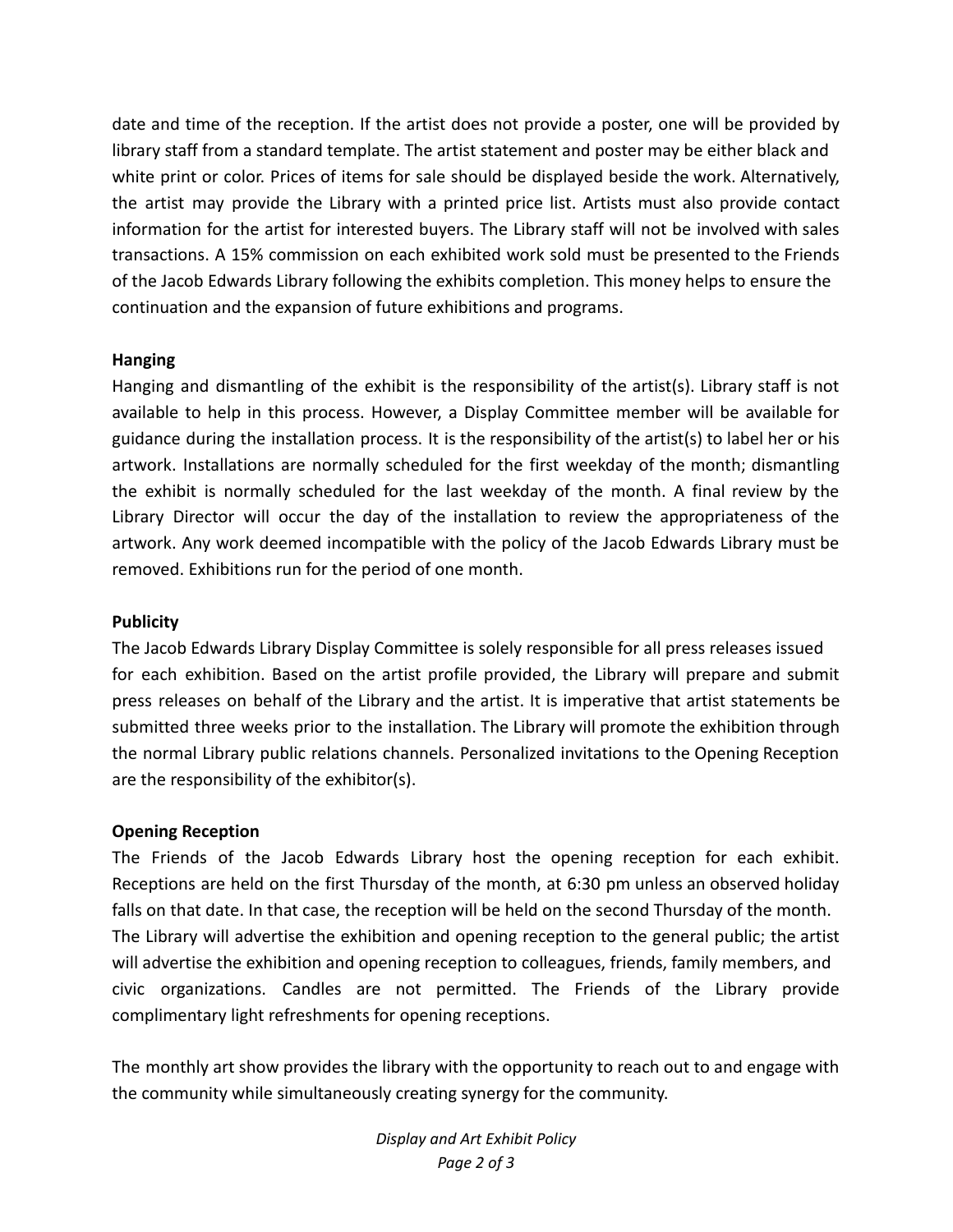date and time of the reception. If the artist does not provide a poster, one will be provided by library staff from a standard template. The artist statement and poster may be either black and white print or color. Prices of items for sale should be displayed beside the work. Alternatively, the artist may provide the Library with a printed price list. Artists must also provide contact information for the artist for interested buyers. The Library staff will not be involved with sales transactions. A 15% commission on each exhibited work sold must be presented to the Friends of the Jacob Edwards Library following the exhibits completion. This money helps to ensure the continuation and the expansion of future exhibitions and programs.

**Hanging**

Hanging and dismantling of the exhibit is the responsibility of the artist(s). Library staff is not available to help in this process. However, a Display Committee member will be available for guidance during the installation process. It is the responsibility of the artist(s) to label her or his artwork. Installations are normally scheduled for the first weekday of the month; dismantling the exhibit is normally scheduled for the last weekday of the month. A final review by the Library Director will occur the day of the installation to review the appropriateness of the artwork. Any work deemed incompatible with the policy of the Jacob Edwards Library must be removed. Exhibitions run for the period of one month.

**Publicity**

The Jacob Edwards Library Display Committee is solely responsible for all press releases issued for each exhibition. Based on the artist profile provided, the Library will prepare and submit press releases on behalf of the Library and the artist. It is imperative that artist statements be submitted three weeks prior to the installation. The Library will promote the exhibition through the normal Library public relations channels. Personalized invitations to the Opening Reception are the responsibility of the exhibitor(s).

**Opening Reception**

The Friends of the Jacob Edwards Library host the opening reception for each exhibit. Receptions are held on the first Thursday of the month, at 6:30 pm unless an observed holiday falls on that date. In that case, the reception will be held on the second Thursday of the month. The Library will advertise the exhibition and opening reception to the general public; the artist will advertise the exhibition and opening reception to colleagues, friends, family members, and civic organizations. Candles are not permitted. The Friends of the Library provide complimentary light refreshments for opening receptions.

The monthly art show provides the library with the opportunity to reach out to and engage with the community while simultaneously creating synergy for the community.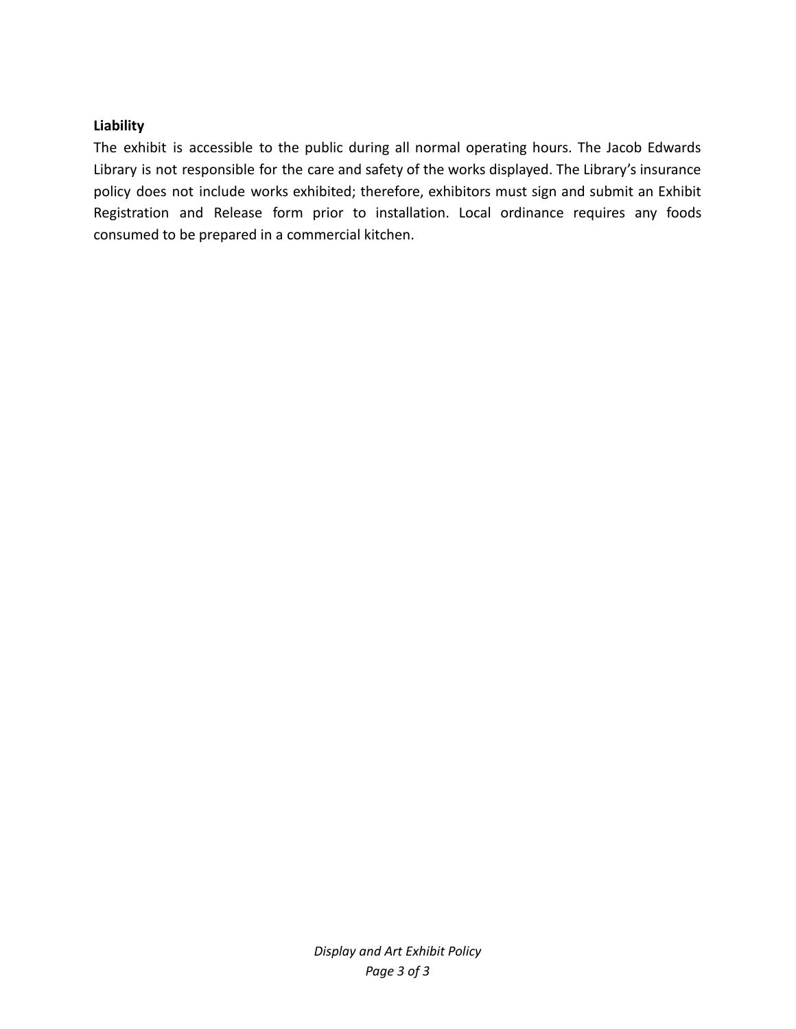**Liability**

The exhibit is accessible to the public during all normal operating hours. The Jacob Edwards Library is not responsible for the care and safety of the works displayed. The Library's insurance policy does not include works exhibited; therefore, exhibitors must sign and submit an Exhibit Registration and Release form prior to installation. Local ordinance requires any foods consumed to be prepared in a commercial kitchen.